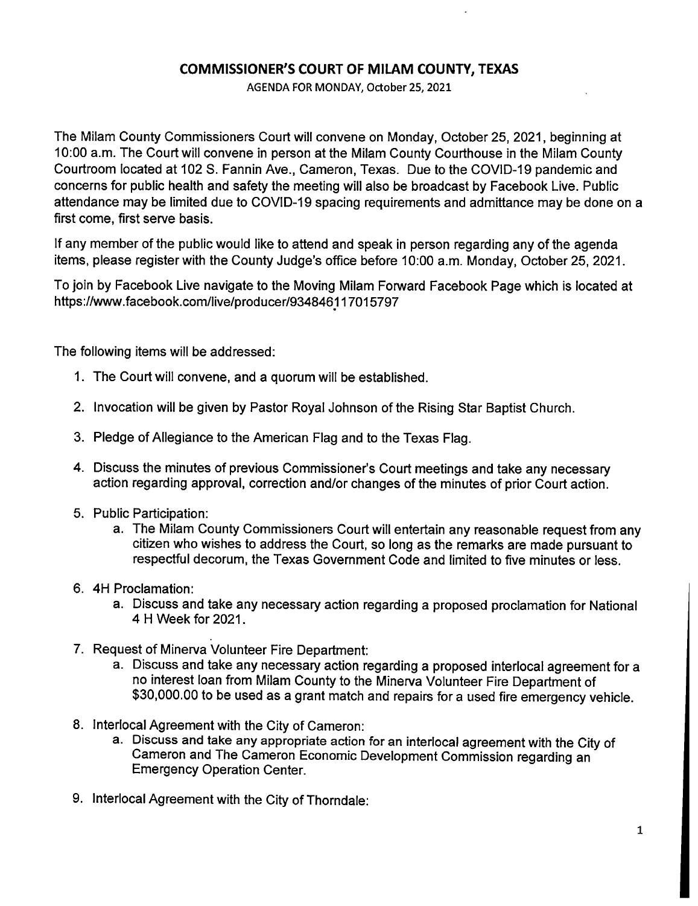# COMMISSIONER'S COURT OF MILAM COUNTY, TEXAS

AGENDA FOR MONDAY, October 25, 2021

The Milam County Commissioners Court will convene on Monday, October 25, 2021, beginning at 10:00 a.m. The Court will convene in person at the Milam County Courthouse in the Milam County Courtroom located at 102 S. Fannin Ave., Cameron, Texas. Due to the COVID-19 pandemic and concerns for public health and safety the meeting will also be broadcast by Facebook Live. Public attendance may be limited due to COVID-19 spacing requirements and admittance may be done on a first come, first serve basis.

If any member of the public would like to attend and speak in person regarding any of the agenda items, please register with the County Judge's office before 10:00 a.m. Monday, October 25, 2021.

To join by Facebook Live navigate to the Moving Milam Forward Facebook Page which is located at https://www.facebook.com/live/producer/934846117015797

The following items will be addressed:

1. The Court will convene, and a quorum will be established.

2. Invocation will be given by Pastor Royal Johnson of the Rising Star Baptist Church.

3. Pledge of Allegiance to the American Flag and to the Texas Flag.

4. Discuss the minutes of previous Commissioner's Court meetings and take any necessary action regarding approval, correction and/or changes of the minutes of prior Court action.

5. Public Participation:
   a. The Milam County Commissioners Court will entertain any reasonable request from any citizen who wishes to address the Court, so long as the remarks are made pursuant to respectful decorum, the Texas Government Code and limited to five minutes or less.

6. 4H Proclamation:
   a. Discuss and take any necessary action regarding a proposed proclamation for National 4 H Week for 2021.

7. Request of Minerva Volunteer Fire Department:
   a. Discuss and take any necessary action regarding a proposed interlocal agreement for a no interest loan from Milam County to the Minerva Volunteer Fire Department of $30,000.00 to be used as a grant match and repairs for a used fire emergency vehicle.

8. Interlocal Agreement with the City of Cameron:
   a. Discuss and take any appropriate action for an interlocal agreement with the City of Cameron and The Cameron Economic Development Commission regarding an Emergency Operation Center.

9. Interlocal Agreement with the City of Thorndale: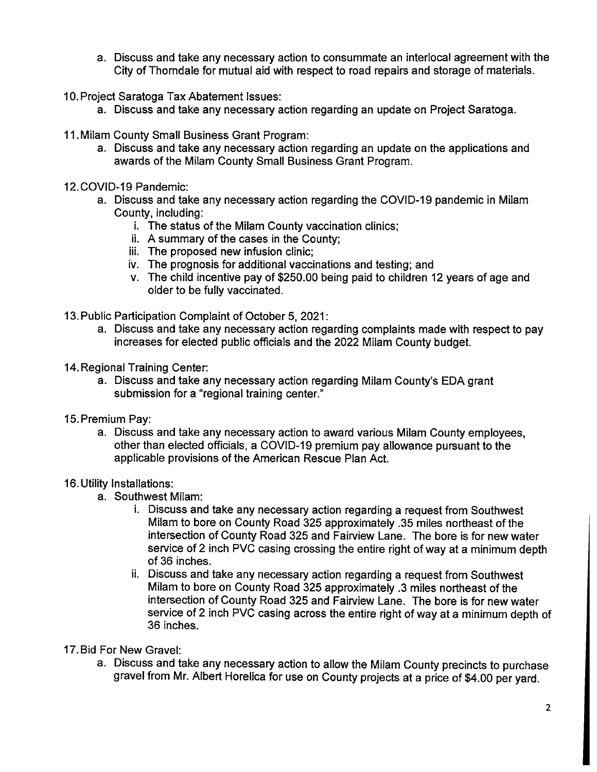a. Discuss and take any necessary action to consummate an interlocal agreement with the City of Thorndale for mutual aid with respect to road repairs and storage of materials.

10. Project Saratoga Tax Abatement Issues:
    a. Discuss and take any necessary action regarding an update on Project Saratoga.

11. Milam County Small Business Grant Program:
    a. Discuss and take any necessary action regarding an update on the applications and awards of the Milam County Small Business Grant Program.

12. COVID-19 Pandemic:
    a. Discuss and take any necessary action regarding the COVID-19 pandemic in Milam County, including:
       i. The status of the Milam County vaccination clinics;
       ii. A summary of the cases in the County;
       iii. The proposed new infusion clinic;
       iv. The prognosis for additional vaccinations and testing; and
       v. The child incentive pay of $250.00 being paid to children 12 years of age and older to be fully vaccinated.

13. Public Participation Complaint of October 5, 2021:
    a. Discuss and take any necessary action regarding complaints made with respect to pay increases for elected public officials and the 2022 Milam County budget.

14. Regional Training Center:
    a. Discuss and take any necessary action regarding Milam County's EDA grant submission for a "regional training center."

15. Premium Pay:
    a. Discuss and take any necessary action to award various Milam County employees, other than elected officials, a COVID-19 premium pay allowance pursuant to the applicable provisions of the American Rescue Plan Act.

16. Utility Installations:
    a. Southwest Milam:
       i. Discuss and take any necessary action regarding a request from Southwest Milam to bore on County Road 325 approximately .35 miles northeast of the intersection of County Road 325 and Fairview Lane. The bore is for new water service of 2 inch PVC casing crossing the entire right of way at a minimum depth of 36 inches.
       ii. Discuss and take any necessary action regarding a request from Southwest Milam to bore on County Road 325 approximately .3 miles northeast of the intersection of County Road 325 and Fairview Lane. The bore is for new water service of 2 inch PVC casing across the entire right of way at a minimum depth of 36 inches.

17. Bid For New Gravel:
    a. Discuss and take any necessary action to allow the Milam County precincts to purchase gravel from Mr. Albert Horelica for use on County projects at a price of $4.00 per yard.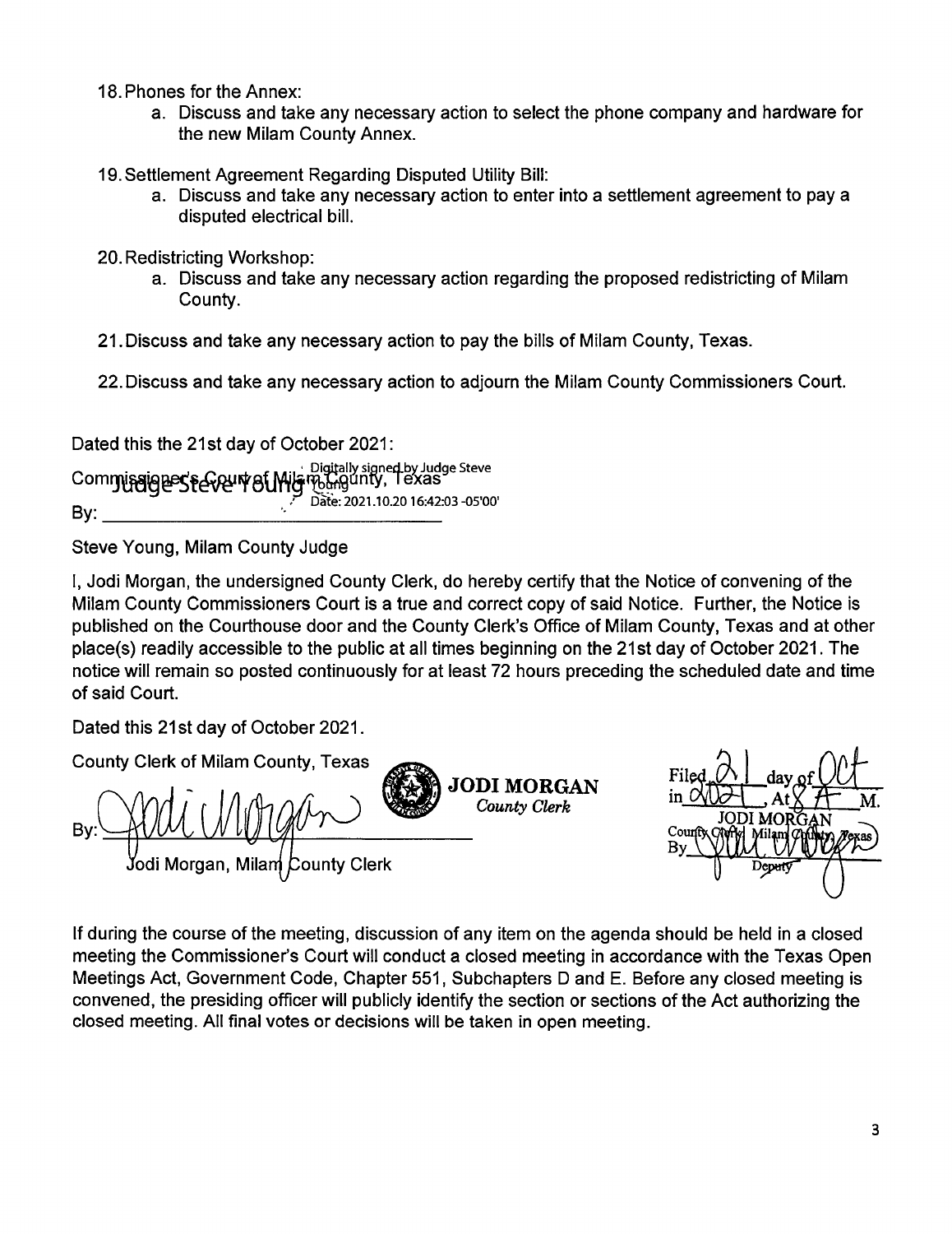18. Phones for the Annex:
    a. Discuss and take any necessary action to select the phone company and hardware for the new Milam County Annex.

19. Settlement Agreement Regarding Disputed Utility Bill:
    a. Discuss and take any necessary action to enter into a settlement agreement to pay a disputed electrical bill.

20. Redistricting Workshop:
    a. Discuss and take any necessary action regarding the proposed redistricting of Milam County.

21. Discuss and take any necessary action to pay the bills of Milam County, Texas.

22. Discuss and take any necessary action to adjourn the Milam County Commissioners Court.

Dated this the 21st day of October 2021:

Commissioner's Court of Milam County, Texas

Judge Steve Young — Digitally signed by Judge Steve Young — Date: 2021.10.20 16:42:03 -05'00'

By: ______________________________

Steve Young, Milam County Judge

I, Jodi Morgan, the undersigned County Clerk, do hereby certify that the Notice of convening of the Milam County Commissioners Court is a true and correct copy of said Notice. Further, the Notice is published on the Courthouse door and the County Clerk's Office of Milam County, Texas and at other place(s) readily accessible to the public at all times beginning on the 21st day of October 2021. The notice will remain so posted continuously for at least 72 hours preceding the scheduled date and time of said Court.

Dated this 21st day of October 2021.

County Clerk of Milam County, Texas

By: ______________________________

Jodi Morgan, Milam County Clerk

JODI MORGAN
*County Clerk*

Filed 21 day of Oct in 2021, At 8 A M.
JODI MORGAN
County Clerk Milam County, Texas
By ______ Deputy

If during the course of the meeting, discussion of any item on the agenda should be held in a closed meeting the Commissioner's Court will conduct a closed meeting in accordance with the Texas Open Meetings Act, Government Code, Chapter 551, Subchapters D and E. Before any closed meeting is convened, the presiding officer will publicly identify the section or sections of the Act authorizing the closed meeting. All final votes or decisions will be taken in open meeting.